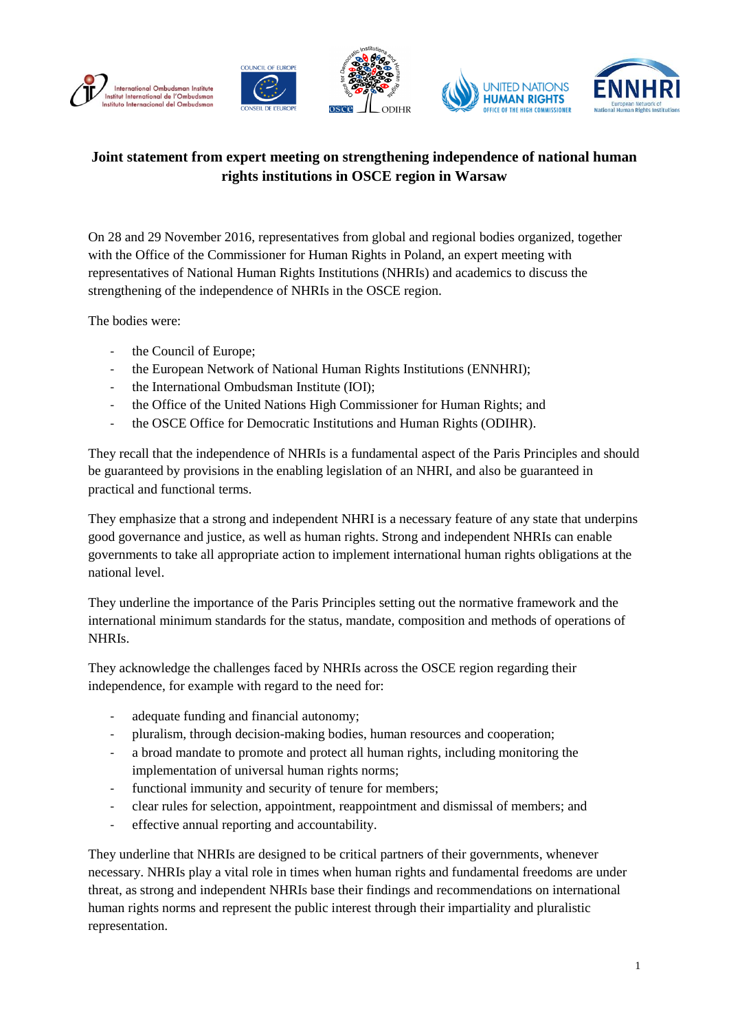**Joint statement from expert meeting on strengthening independence of national human rights institutions in OSCE region in Warsaw**

On 28 and 29 November 2016, representatives from global and regional bodies organized, together with the Office of the Commissioner for Human Rights in Poland, an expert meeting with representatives of National Human Rights Institutions (NHRIs) and academics to discuss the strengthening of the independence of NHRIs in the OSCE region.

The bodies were:

- the Council of Europe;
- the European Network of National Human Rights Institutions (ENNHRI);
- the International Ombudsman Institute (IOI);
- the Office of the United Nations High Commissioner for Human Rights; and
- the OSCE Office for Democratic Institutions and Human Rights (ODIHR).

They recall that the independence of NHRIs is a fundamental aspect of the Paris Principles and should be guaranteed by provisions in the enabling legislation of an NHRI, and also be guaranteed in practical and functional terms.

They emphasize that a strong and independent NHRI is a necessary feature of any state that underpins good governance and justice, as well as human rights. Strong and independent NHRIs can enable governments to take all appropriate action to implement international human rights obligations at the national level.

They underline the importance of the Paris Principles setting out the normative framework and the international minimum standards for the status, mandate, composition and methods of operations of NHRIs.

They acknowledge the challenges faced by NHRIs across the OSCE region regarding their independence, for example with regard to the need for:

- adequate funding and financial autonomy;
- pluralism, through decision-making bodies, human resources and cooperation;
- a broad mandate to promote and protect all human rights, including monitoring the implementation of universal human rights norms;
- functional immunity and security of tenure for members;
- clear rules for selection, appointment, reappointment and dismissal of members; and
- effective annual reporting and accountability.

They underline that NHRIs are designed to be critical partners of their governments, whenever necessary. NHRIs play a vital role in times when human rights and fundamental freedoms are under threat, as strong and independent NHRIs base their findings and recommendations on international human rights norms and represent the public interest through their impartiality and pluralistic representation.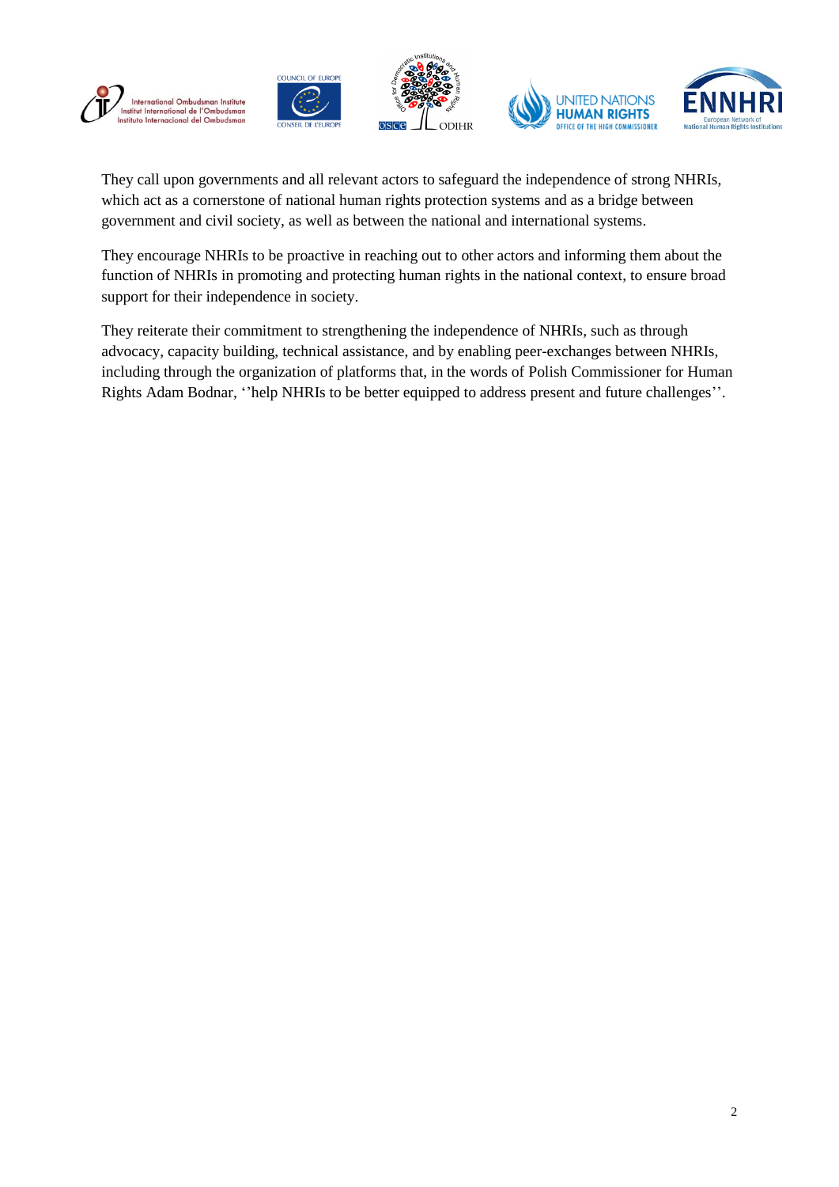They call upon governments and all relevant actors to safeguard the independence of strong NHRIs, which act as a cornerstone of national human rights protection systems and as a bridge between government and civil society, as well as between the national and international systems.

They encourage NHRIs to be proactive in reaching out to other actors and informing them about the function of NHRIs in promoting and protecting human rights in the national context, to ensure broad support for their independence in society.

They reiterate their commitment to strengthening the independence of NHRIs, such as through advocacy, capacity building, technical assistance, and by enabling peer-exchanges between NHRIs, including through the organization of platforms that, in the words of Polish Commissioner for Human Rights Adam Bodnar, ''help NHRIs to be better equipped to address present and future challenges''.